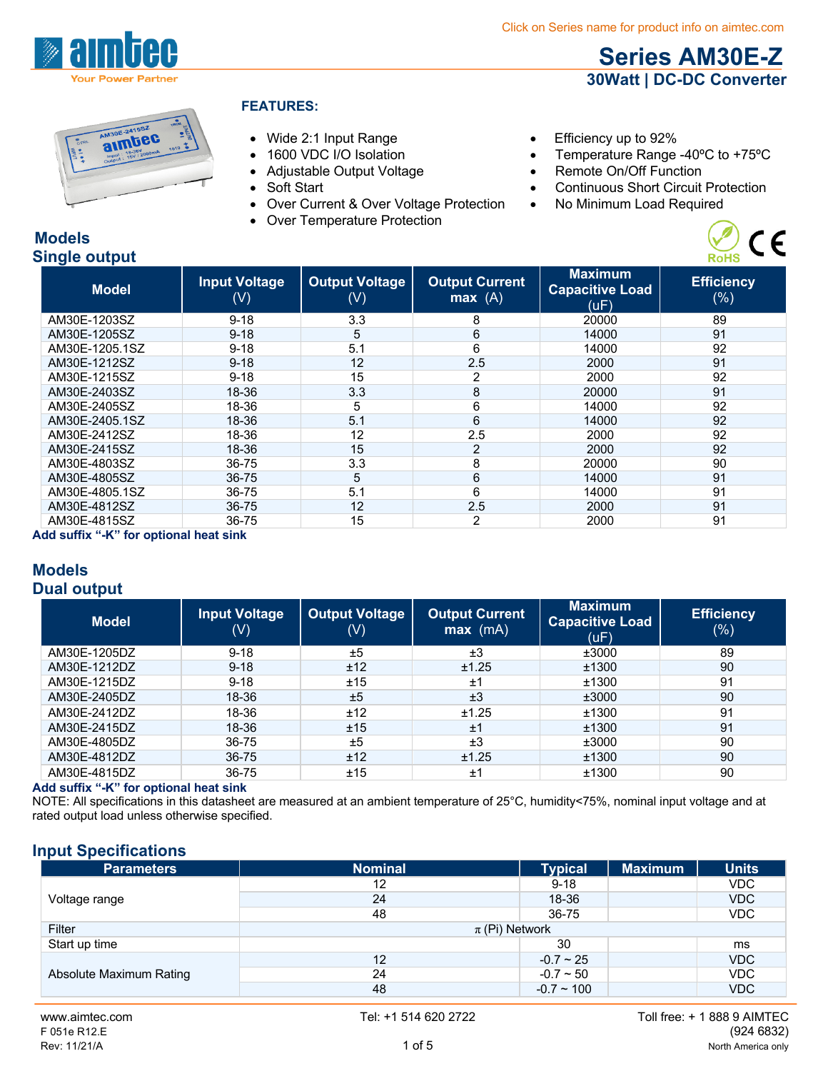Click on Series name for product info on aimtec.com

# Series AM30E-Z

## 30Watt | DC-DC Converter

**FEATURES:**

- Wide 2:1 Input Range
- 1600 VDC I/O Isolation
- Adjustable Output Voltage
- Soft Start
- Over Current & Over Voltage Protection
- Over Temperature Protection
- Efficiency up to 92%
- Temperature Range -40ºC to +75ºC
- Remote On/Off Function
- Continuous Short Circuit Protection
- No Minimum Load Required

## Models
### Single output

| Model | Input Voltage (V) | Output Voltage (V) | Output Current max (A) | Maximum Capacitive Load (uF) | Efficiency (%) |
|---|---|---|---|---|---|
| AM30E-1203SZ | 9-18 | 3.3 | 8 | 20000 | 89 |
| AM30E-1205SZ | 9-18 | 5 | 6 | 14000 | 91 |
| AM30E-1205.1SZ | 9-18 | 5.1 | 6 | 14000 | 92 |
| AM30E-1212SZ | 9-18 | 12 | 2.5 | 2000 | 91 |
| AM30E-1215SZ | 9-18 | 15 | 2 | 2000 | 92 |
| AM30E-2403SZ | 18-36 | 3.3 | 8 | 20000 | 91 |
| AM30E-2405SZ | 18-36 | 5 | 6 | 14000 | 92 |
| AM30E-2405.1SZ | 18-36 | 5.1 | 6 | 14000 | 92 |
| AM30E-2412SZ | 18-36 | 12 | 2.5 | 2000 | 92 |
| AM30E-2415SZ | 18-36 | 15 | 2 | 2000 | 92 |
| AM30E-4803SZ | 36-75 | 3.3 | 8 | 20000 | 90 |
| AM30E-4805SZ | 36-75 | 5 | 6 | 14000 | 91 |
| AM30E-4805.1SZ | 36-75 | 5.1 | 6 | 14000 | 91 |
| AM30E-4812SZ | 36-75 | 12 | 2.5 | 2000 | 91 |
| AM30E-4815SZ | 36-75 | 15 | 2 | 2000 | 91 |

**Add suffix "-K" for optional heat sink**

## Models
### Dual output

| Model | Input Voltage (V) | Output Voltage (V) | Output Current max (mA) | Maximum Capacitive Load (uF) | Efficiency (%) |
|---|---|---|---|---|---|
| AM30E-1205DZ | 9-18 | ±5 | ±3 | ±3000 | 89 |
| AM30E-1212DZ | 9-18 | ±12 | ±1.25 | ±1300 | 90 |
| AM30E-1215DZ | 9-18 | ±15 | ±1 | ±1300 | 91 |
| AM30E-2405DZ | 18-36 | ±5 | ±3 | ±3000 | 90 |
| AM30E-2412DZ | 18-36 | ±12 | ±1.25 | ±1300 | 91 |
| AM30E-2415DZ | 18-36 | ±15 | ±1 | ±1300 | 91 |
| AM30E-4805DZ | 36-75 | ±5 | ±3 | ±3000 | 90 |
| AM30E-4812DZ | 36-75 | ±12 | ±1.25 | ±1300 | 90 |
| AM30E-4815DZ | 36-75 | ±15 | ±1 | ±1300 | 90 |

**Add suffix "-K" for optional heat sink**

NOTE: All specifications in this datasheet are measured at an ambient temperature of 25°C, humidity<75%, nominal input voltage and at rated output load unless otherwise specified.

## Input Specifications

| Parameters | Nominal | Typical | Maximum | Units |
|---|---|---|---|---|
| Voltage range | 12 | 9-18 | | VDC |
| | 24 | 18-36 | | VDC |
| | 48 | 36-75 | | VDC |
| Filter | $\pi$ (Pi) Network | | | |
| Start up time | | 30 | | ms |
| Absolute Maximum Rating | 12 | -0.7 ~ 25 | | VDC |
| | 24 | -0.7 ~ 50 | | VDC |
| | 48 | -0.7 ~ 100 | | VDC |

www.aimtec.com | Tel: +1 514 620 2722 | Toll free: + 1 888 9 AIMTEC (924 6832) North America only

F 051e R12.E
Rev: 11/21/A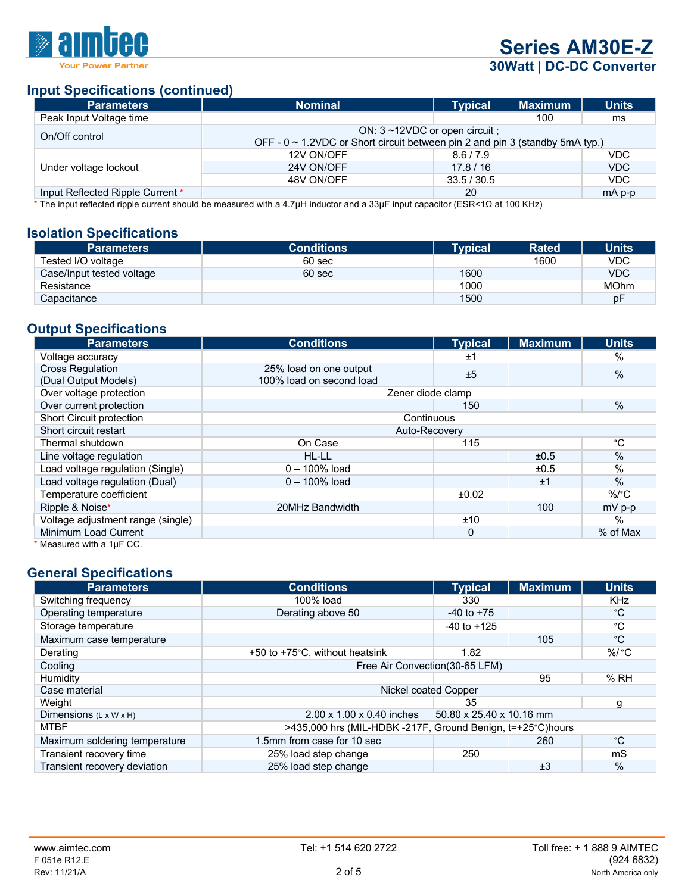## Input Specifications (continued)

| Parameters | Nominal | Typical | Maximum | Units |
|---|---|---|---|---|
| Peak Input Voltage time | | | 100 | ms |
| On/Off control | ON: 3 ~12VDC or open circuit ;<br>OFF - 0 ~ 1.2VDC or Short circuit between pin 2 and pin 3 (standby 5mA typ.) | | | |
| Under voltage lockout | 12V ON/OFF | 8.6 / 7.9 | | VDC |
| | 24V ON/OFF | 17.8 / 16 | | VDC |
| | 48V ON/OFF | 33.5 / 30.5 | | VDC |
| Input Reflected Ripple Current * | | 20 | | mA p-p |

* The input reflected ripple current should be measured with a 4.7µH inductor and a 33µF input capacitor (ESR<1Ω at 100 KHz)

## Isolation Specifications

| Parameters | Conditions | Typical | Rated | Units |
|---|---|---|---|---|
| Tested I/O voltage | 60 sec | | 1600 | VDC |
| Case/Input tested voltage | 60 sec | 1600 | | VDC |
| Resistance | | 1000 | | MOhm |
| Capacitance | | 1500 | | pF |

## Output Specifications

| Parameters | Conditions | Typical | Maximum | Units |
|---|---|---|---|---|
| Voltage accuracy | | ±1 | | % |
| Cross Regulation (Dual Output Models) | 25% load on one output 100% load on second load | ±5 | | % |
| Over voltage protection | Zener diode clamp | | | |
| Over current protection | | 150 | | % |
| Short Circuit protection | Continuous | | | |
| Short circuit restart | Auto-Recovery | | | |
| Thermal shutdown | On Case | 115 | | °C |
| Line voltage regulation | HL-LL | | ±0.5 | % |
| Load voltage regulation (Single) | 0 – 100% load | | ±0.5 | % |
| Load voltage regulation (Dual) | 0 – 100% load | | ±1 | % |
| Temperature coefficient | | ±0.02 | | %/°C |
| Ripple & Noise* | 20MHz Bandwidth | | 100 | mV p-p |
| Voltage adjustment range (single) | | ±10 | | % |
| Minimum Load Current | | 0 | | % of Max |

* Measured with a 1µF CC.

## General Specifications

| Parameters | Conditions | Typical | Maximum | Units |
|---|---|---|---|---|
| Switching frequency | 100% load | 330 | | KHz |
| Operating temperature | Derating above 50 | -40 to +75 | | °C |
| Storage temperature | | -40 to +125 | | °C |
| Maximum case temperature | | | 105 | °C |
| Derating | +50 to +75°C, without heatsink | 1.82 | | %/ °C |
| Cooling | Free Air Convection(30-65 LFM) | | | |
| Humidity | | | 95 | % RH |
| Case material | Nickel coated Copper | | | |
| Weight | | 35 | | g |
| Dimensions (L x W x H) | 2.00 x 1.00 x 0.40 inches | 50.80 x 25.40 x 10.16 mm | | |
| MTBF | >435,000 hrs (MIL-HDBK -217F, Ground Benign, t=+25°C)hours | | | |
| Maximum soldering temperature | 1.5mm from case for 10 sec | | 260 | °C |
| Transient recovery time | 25% load step change | 250 | | mS |
| Transient recovery deviation | 25% load step change | | ±3 | % |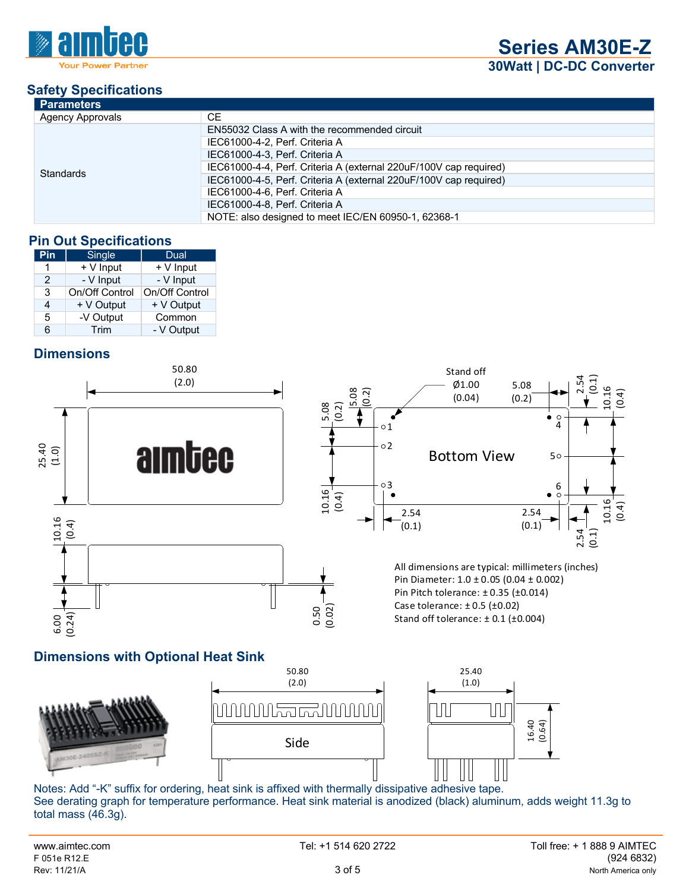## Safety Specifications

| Parameters | |
|---|---|
| Agency Approvals | CE |
| Standards | EN55032 Class A with the recommended circuit |
| | IEC61000-4-2, Perf. Criteria A |
| | IEC61000-4-3, Perf. Criteria A |
| | IEC61000-4-4, Perf. Criteria A (external 220uF/100V cap required) |
| | IEC61000-4-5, Perf. Criteria A (external 220uF/100V cap required) |
| | IEC61000-4-6, Perf. Criteria A |
| | IEC61000-4-8, Perf. Criteria A |
| | NOTE: also designed to meet IEC/EN 60950-1, 62368-1 |

## Pin Out Specifications

| Pin | Single | Dual |
|---|---|---|
| 1 | + V Input | + V Input |
| 2 | - V Input | - V Input |
| 3 | On/Off Control | On/Off Control |
| 4 | + V Output | + V Output |
| 5 | -V Output | Common |
| 6 | Trim | - V Output |

## Dimensions

All dimensions are typical: millimeters (inches)
Pin Diameter: 1.0 ± 0.05 (0.04 ± 0.002)
Pin Pitch tolerance: ± 0.35 (±0.014)
Case tolerance: ± 0.5 (±0.02)
Stand off tolerance: ± 0.1 (±0.004)

## Dimensions with Optional Heat Sink

Notes: Add "-K" suffix for ordering, heat sink is affixed with thermally dissipative adhesive tape.
See derating graph for temperature performance. Heat sink material is anodized (black) aluminum, adds weight 11.3g to total mass (46.3g).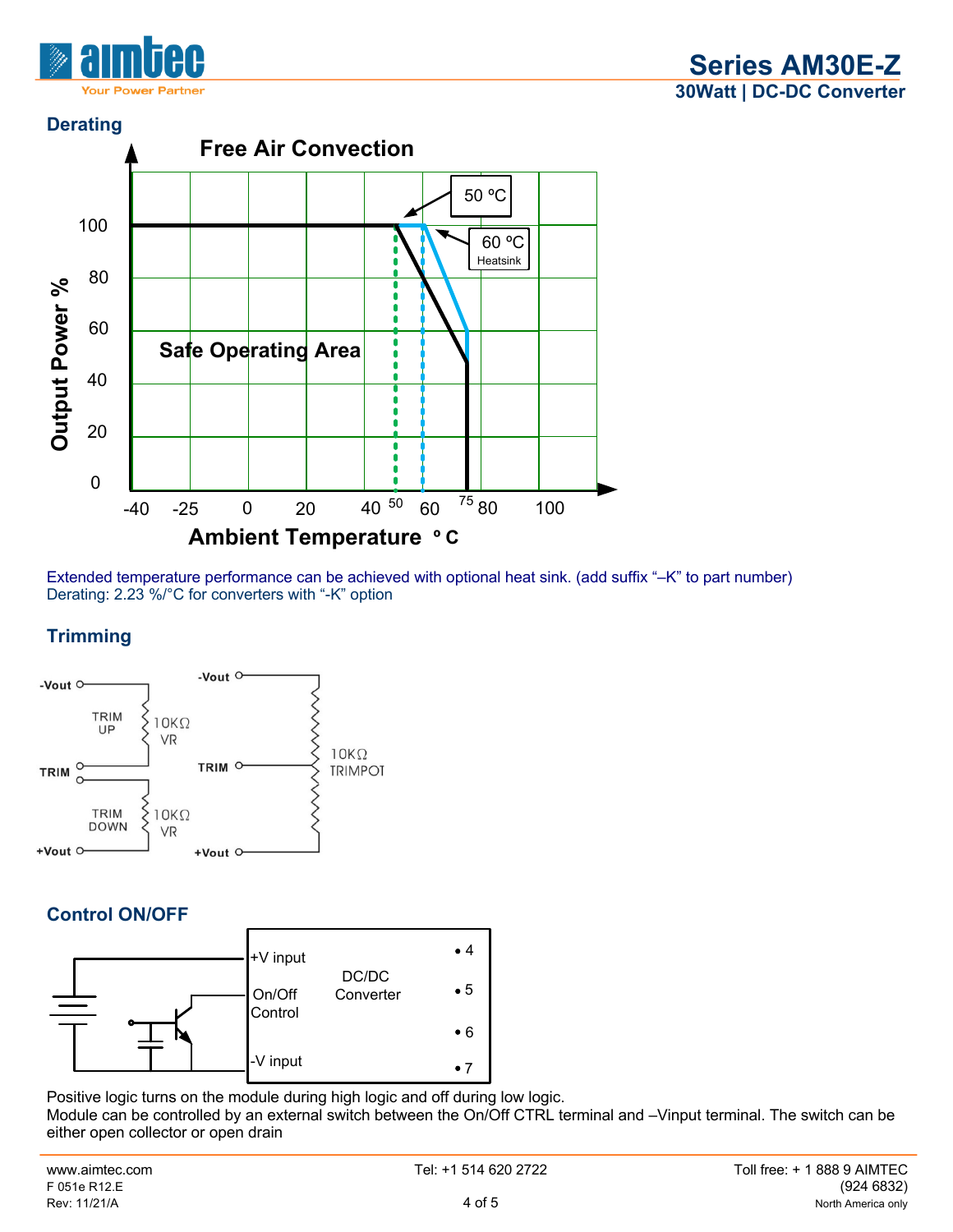## Derating

Extended temperature performance can be achieved with optional heat sink. (add suffix "–K" to part number)
Derating: 2.23 %/°C for converters with "-K" option

## Trimming

## Control ON/OFF

Positive logic turns on the module during high logic and off during low logic.
Module can be controlled by an external switch between the On/Off CTRL terminal and –Vinput terminal. The switch can be either open collector or open drain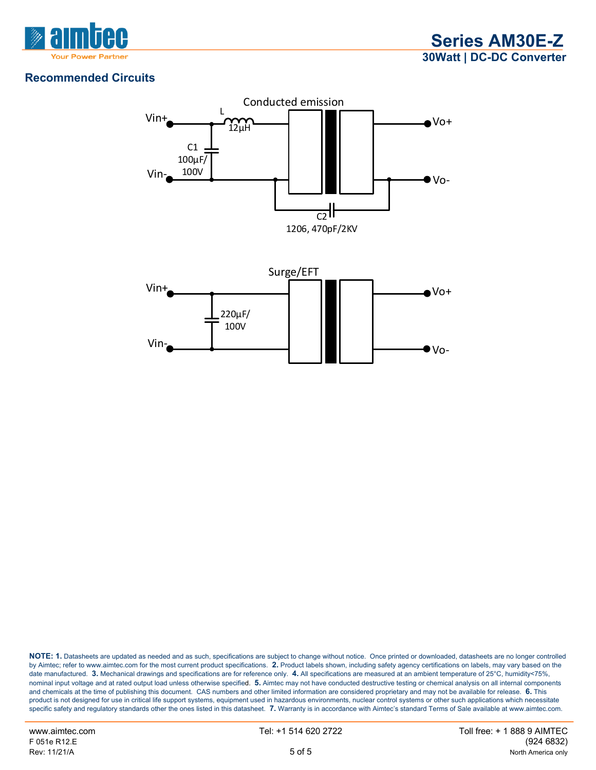## Recommended Circuits

Conducted emission

Vin+

L

12µH

C1

100µF/

100V

Vin-

C2

1206, 470pF/2KV

Vo+

Vo-

Surge/EFT

Vin+

220µF/

100V

Vin-

Vo+

Vo-

**NOTE: 1.** Datasheets are updated as needed and as such, specifications are subject to change without notice. Once printed or downloaded, datasheets are no longer controlled by Aimtec; refer to www.aimtec.com for the most current product specifications. **2.** Product labels shown, including safety agency certifications on labels, may vary based on the date manufactured. **3.** Mechanical drawings and specifications are for reference only. **4.** All specifications are measured at an ambient temperature of 25°C, humidity<75%, nominal input voltage and at rated output load unless otherwise specified. **5.** Aimtec may not have conducted destructive testing or chemical analysis on all internal components and chemicals at the time of publishing this document. CAS numbers and other limited information are considered proprietary and may not be available for release. **6.** This product is not designed for use in critical life support systems, equipment used in hazardous environments, nuclear control systems or other such applications which necessitate specific safety and regulatory standards other the ones listed in this datasheet. **7.** Warranty is in accordance with Aimtec's standard Terms of Sale available at www.aimtec.com.